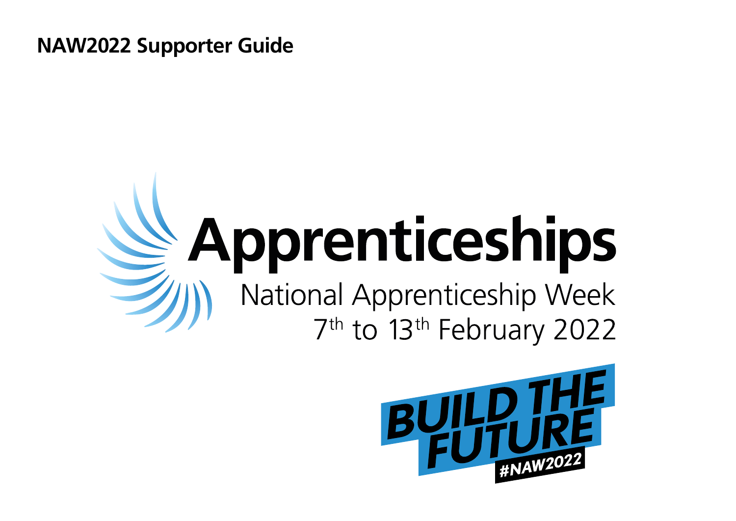**NAW2022 Supporter Guide**

# Apprenticeships

National Apprenticeship Week

7th to 13th February 2022

BUILD THE FUTURE

#NAW2022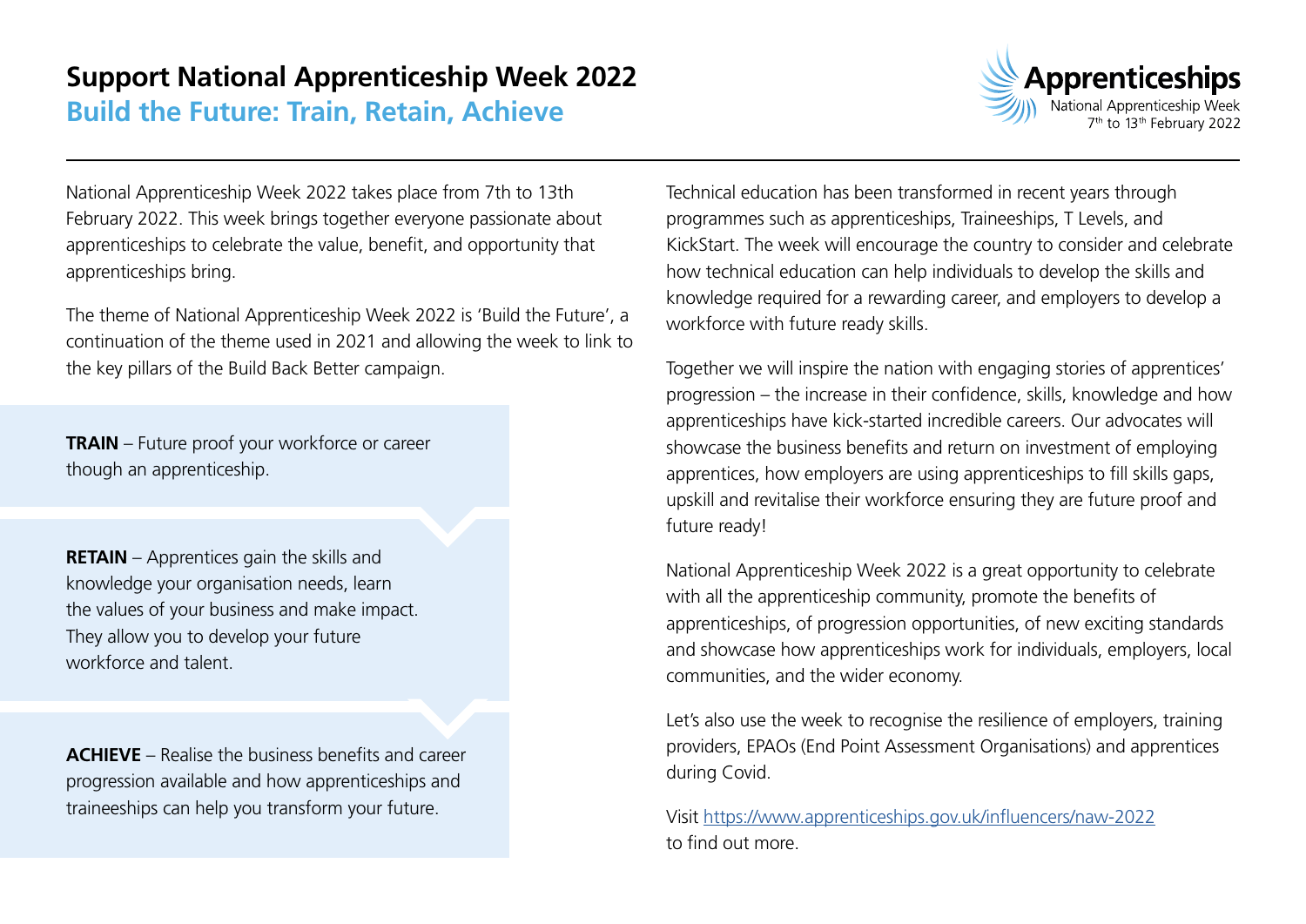# Support National Apprenticeship Week 2022

## Build the Future: Train, Retain, Achieve

Apprenticeships
National Apprenticeship Week
7th to 13th February 2022

National Apprenticeship Week 2022 takes place from 7th to 13th February 2022. This week brings together everyone passionate about apprenticeships to celebrate the value, benefit, and opportunity that apprenticeships bring.

The theme of National Apprenticeship Week 2022 is 'Build the Future', a continuation of the theme used in 2021 and allowing the week to link to the key pillars of the Build Back Better campaign.

**TRAIN** – Future proof your workforce or career though an apprenticeship.

**RETAIN** – Apprentices gain the skills and knowledge your organisation needs, learn the values of your business and make impact. They allow you to develop your future workforce and talent.

**ACHIEVE** – Realise the business benefits and career progression available and how apprenticeships and traineeships can help you transform your future.

Technical education has been transformed in recent years through programmes such as apprenticeships, Traineeships, T Levels, and KickStart. The week will encourage the country to consider and celebrate how technical education can help individuals to develop the skills and knowledge required for a rewarding career, and employers to develop a workforce with future ready skills.

Together we will inspire the nation with engaging stories of apprentices' progression – the increase in their confidence, skills, knowledge and how apprenticeships have kick-started incredible careers. Our advocates will showcase the business benefits and return on investment of employing apprentices, how employers are using apprenticeships to fill skills gaps, upskill and revitalise their workforce ensuring they are future proof and future ready!

National Apprenticeship Week 2022 is a great opportunity to celebrate with all the apprenticeship community, promote the benefits of apprenticeships, of progression opportunities, of new exciting standards and showcase how apprenticeships work for individuals, employers, local communities, and the wider economy.

Let's also use the week to recognise the resilience of employers, training providers, EPAOs (End Point Assessment Organisations) and apprentices during Covid.

Visit https://www.apprenticeships.gov.uk/influencers/naw-2022 to find out more.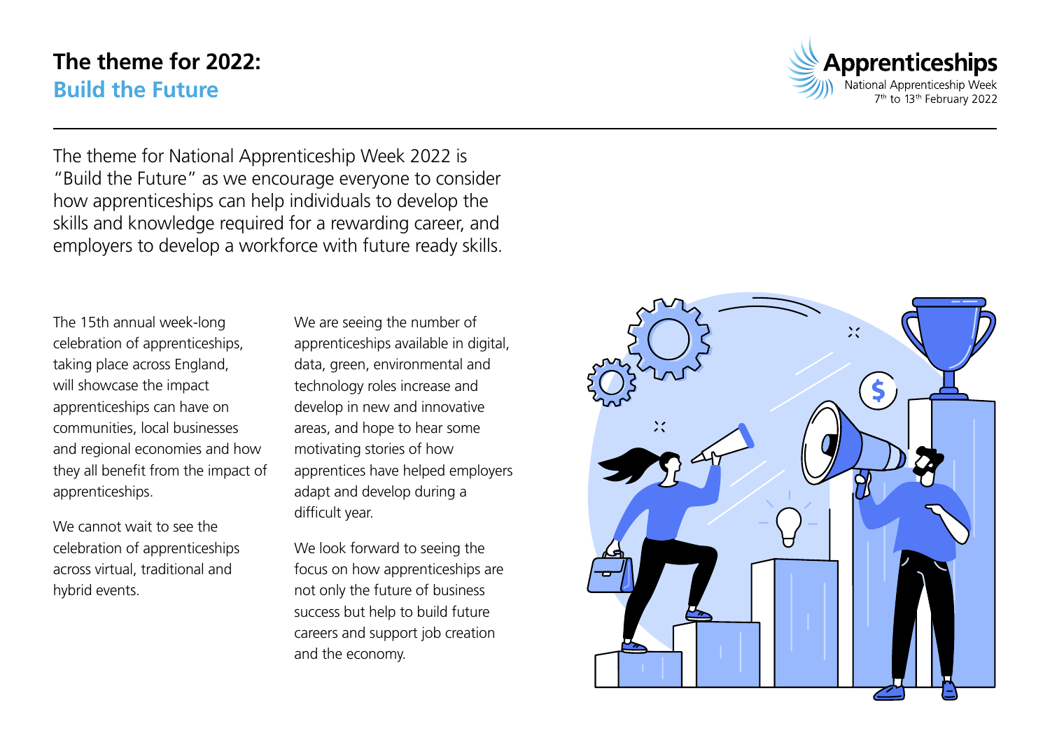# The theme for 2022:
## Build the Future

The theme for National Apprenticeship Week 2022 is "Build the Future" as we encourage everyone to consider how apprenticeships can help individuals to develop the skills and knowledge required for a rewarding career, and employers to develop a workforce with future ready skills.

The 15th annual week-long celebration of apprenticeships, taking place across England, will showcase the impact apprenticeships can have on communities, local businesses and regional economies and how they all benefit from the impact of apprenticeships.

We cannot wait to see the celebration of apprenticeships across virtual, traditional and hybrid events.

We are seeing the number of apprenticeships available in digital, data, green, environmental and technology roles increase and develop in new and innovative areas, and hope to hear some motivating stories of how apprentices have helped employers adapt and develop during a difficult year.

We look forward to seeing the focus on how apprenticeships are not only the future of business success but help to build future careers and support job creation and the economy.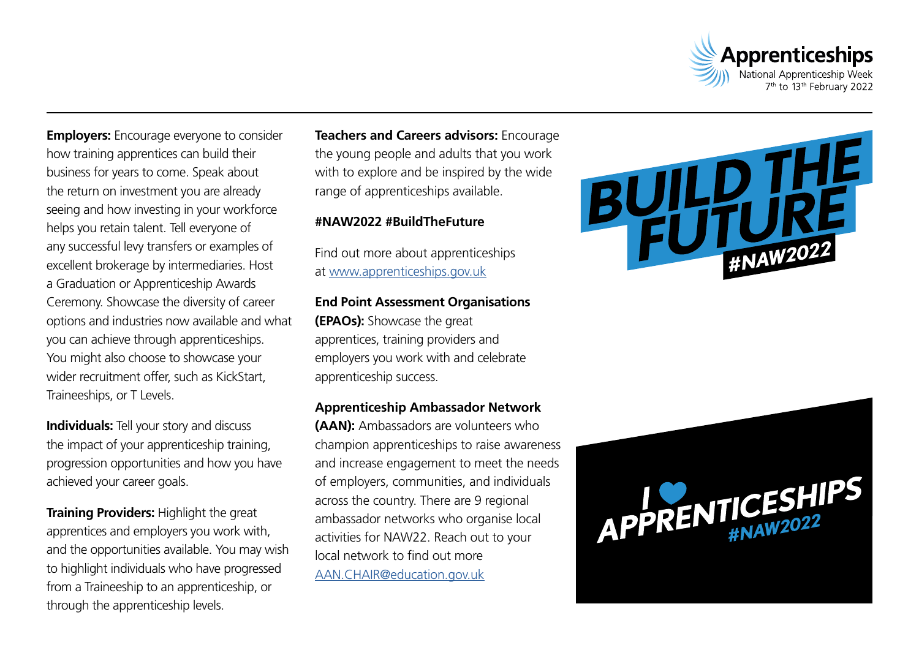**Employers:** Encourage everyone to consider how training apprentices can build their business for years to come. Speak about the return on investment you are already seeing and how investing in your workforce helps you retain talent. Tell everyone of any successful levy transfers or examples of excellent brokerage by intermediaries. Host a Graduation or Apprenticeship Awards Ceremony. Showcase the diversity of career options and industries now available and what you can achieve through apprenticeships. You might also choose to showcase your wider recruitment offer, such as KickStart, Traineeships, or T Levels.

**Individuals:** Tell your story and discuss the impact of your apprenticeship training, progression opportunities and how you have achieved your career goals.

**Training Providers:** Highlight the great apprentices and employers you work with, and the opportunities available. You may wish to highlight individuals who have progressed from a Traineeship to an apprenticeship, or through the apprenticeship levels.

**Teachers and Careers advisors:** Encourage the young people and adults that you work with to explore and be inspired by the wide range of apprenticeships available.

**#NAW2022 #BuildTheFuture**

Find out more about apprenticeships at [www.apprenticeships.gov.uk](http://www.apprenticeships.gov.uk)

**End Point Assessment Organisations (EPAOs):** Showcase the great apprentices, training providers and employers you work with and celebrate apprenticeship success.

**Apprenticeship Ambassador Network (AAN):** Ambassadors are volunteers who champion apprenticeships to raise awareness and increase engagement to meet the needs of employers, communities, and individuals across the country. There are 9 regional ambassador networks who organise local activities for NAW22. Reach out to your local network to find out more [AAN.CHAIR@education.gov.uk](mailto:AAN.CHAIR@education.gov.uk)

BUILD THE FUTURE #NAW2022

I ♥ APPRENTICESHIPS #NAW2022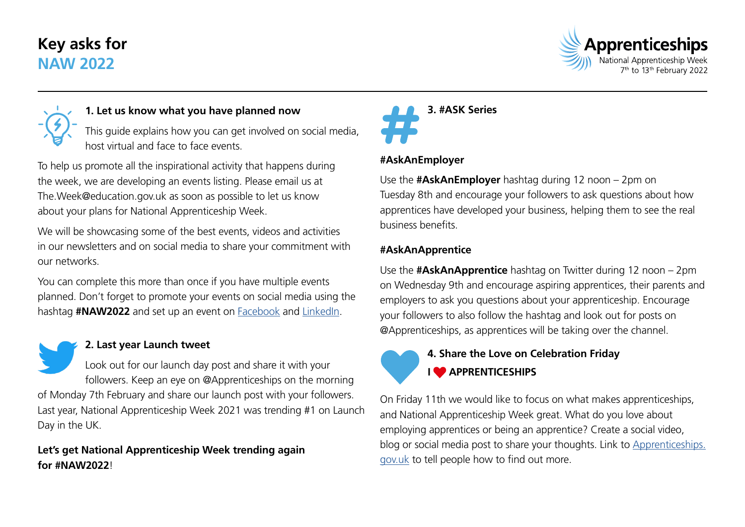# Key asks for NAW 2022

Apprenticeships
National Apprenticeship Week
7th to 13th February 2022

### 1. Let us know what you have planned now

This guide explains how you can get involved on social media, host virtual and face to face events.

To help us promote all the inspirational activity that happens during the week, we are developing an events listing. Please email us at The.Week@education.gov.uk as soon as possible to let us know about your plans for National Apprenticeship Week.

We will be showcasing some of the best events, videos and activities in our newsletters and on social media to share your commitment with our networks.

You can complete this more than once if you have multiple events planned. Don't forget to promote your events on social media using the hashtag **#NAW2022** and set up an event on Facebook and LinkedIn.

### 2. Last year Launch tweet

Look out for our launch day post and share it with your followers. Keep an eye on @Apprenticeships on the morning of Monday 7th February and share our launch post with your followers. Last year, National Apprenticeship Week 2021 was trending #1 on Launch Day in the UK.

**Let's get National Apprenticeship Week trending again for #NAW2022!**

### 3. #ASK Series

**#AskAnEmployer**

Use the **#AskAnEmployer** hashtag during 12 noon – 2pm on Tuesday 8th and encourage your followers to ask questions about how apprentices have developed your business, helping them to see the real business benefits.

**#AskAnApprentice**

Use the **#AskAnApprentice** hashtag on Twitter during 12 noon – 2pm on Wednesday 9th and encourage aspiring apprentices, their parents and employers to ask you questions about your apprenticeship. Encourage your followers to also follow the hashtag and look out for posts on @Apprenticeships, as apprentices will be taking over the channel.

### 4. Share the Love on Celebration Friday

**I ❤ APPRENTICESHIPS**

On Friday 11th we would like to focus on what makes apprenticeships, and National Apprenticeship Week great. What do you love about employing apprentices or being an apprentice? Create a social video, blog or social media post to share your thoughts. Link to Apprenticeships.gov.uk to tell people how to find out more.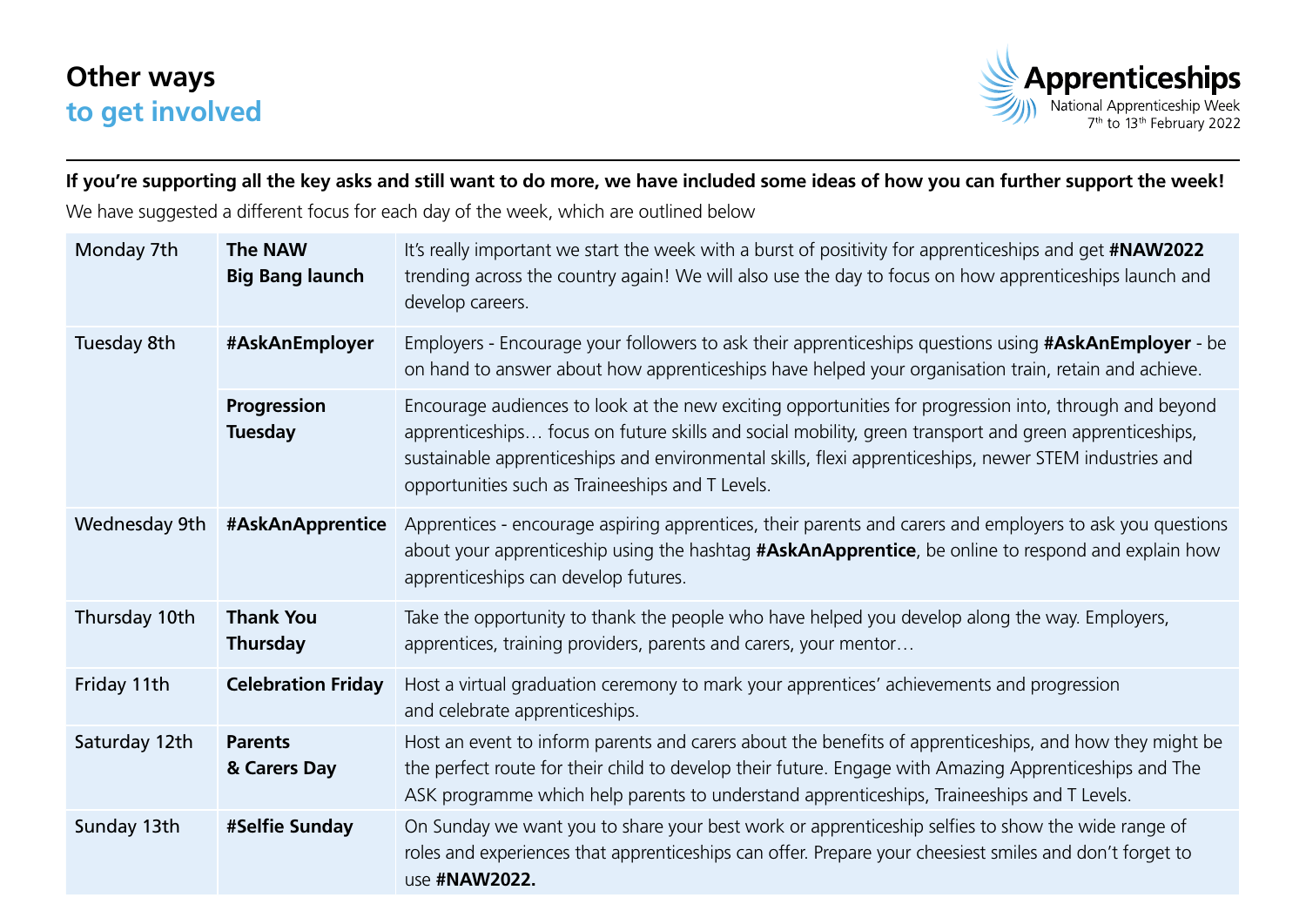# Other ways
## to get involved

Apprenticeships
National Apprenticeship Week
7th to 13th February 2022

**If you're supporting all the key asks and still want to do more, we have included some ideas of how you can further support the week!**

We have suggested a different focus for each day of the week, which are outlined below

| Day | Focus | Description |
|---|---|---|
| Monday 7th | **The NAW Big Bang launch** | It's really important we start the week with a burst of positivity for apprenticeships and get **#NAW2022** trending across the country again! We will also use the day to focus on how apprenticeships launch and develop careers. |
| Tuesday 8th | **#AskAnEmployer** | Employers - Encourage your followers to ask their apprenticeships questions using **#AskAnEmployer** - be on hand to answer about how apprenticeships have helped your organisation train, retain and achieve. |
| | **Progression Tuesday** | Encourage audiences to look at the new exciting opportunities for progression into, through and beyond apprenticeships… focus on future skills and social mobility, green transport and green apprenticeships, sustainable apprenticeships and environmental skills, flexi apprenticeships, newer STEM industries and opportunities such as Traineeships and T Levels. |
| Wednesday 9th | **#AskAnApprentice** | Apprentices - encourage aspiring apprentices, their parents and carers and employers to ask you questions about your apprenticeship using the hashtag **#AskAnApprentice**, be online to respond and explain how apprenticeships can develop futures. |
| Thursday 10th | **Thank You Thursday** | Take the opportunity to thank the people who have helped you develop along the way. Employers, apprentices, training providers, parents and carers, your mentor… |
| Friday 11th | **Celebration Friday** | Host a virtual graduation ceremony to mark your apprentices' achievements and progression and celebrate apprenticeships. |
| Saturday 12th | **Parents & Carers Day** | Host an event to inform parents and carers about the benefits of apprenticeships, and how they might be the perfect route for their child to develop their future. Engage with Amazing Apprenticeships and The ASK programme which help parents to understand apprenticeships, Traineeships and T Levels. |
| Sunday 13th | **#Selfie Sunday** | On Sunday we want you to share your best work or apprenticeship selfies to show the wide range of roles and experiences that apprenticeships can offer. Prepare your cheesiest smiles and don't forget to use **#NAW2022.** |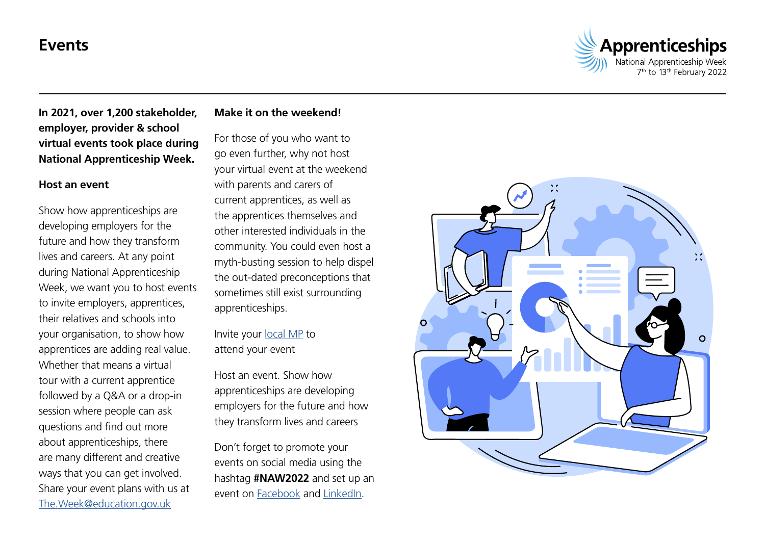# Events

**In 2021, over 1,200 stakeholder, employer, provider & school virtual events took place during National Apprenticeship Week.**

### Host an event

Show how apprenticeships are developing employers for the future and how they transform lives and careers. At any point during National Apprenticeship Week, we want you to host events to invite employers, apprentices, their relatives and schools into your organisation, to show how apprentices are adding real value. Whether that means a virtual tour with a current apprentice followed by a Q&A or a drop-in session where people can ask questions and find out more about apprenticeships, there are many different and creative ways that you can get involved. Share your event plans with us at The.Week@education.gov.uk

### Make it on the weekend!

For those of you who want to go even further, why not host your virtual event at the weekend with parents and carers of current apprentices, as well as the apprentices themselves and other interested individuals in the community. You could even host a myth-busting session to help dispel the out-dated preconceptions that sometimes still exist surrounding apprenticeships.

Invite your local MP to attend your event

Host an event. Show how apprenticeships are developing employers for the future and how they transform lives and careers

Don't forget to promote your events on social media using the hashtag **#NAW2022** and set up an event on Facebook and LinkedIn.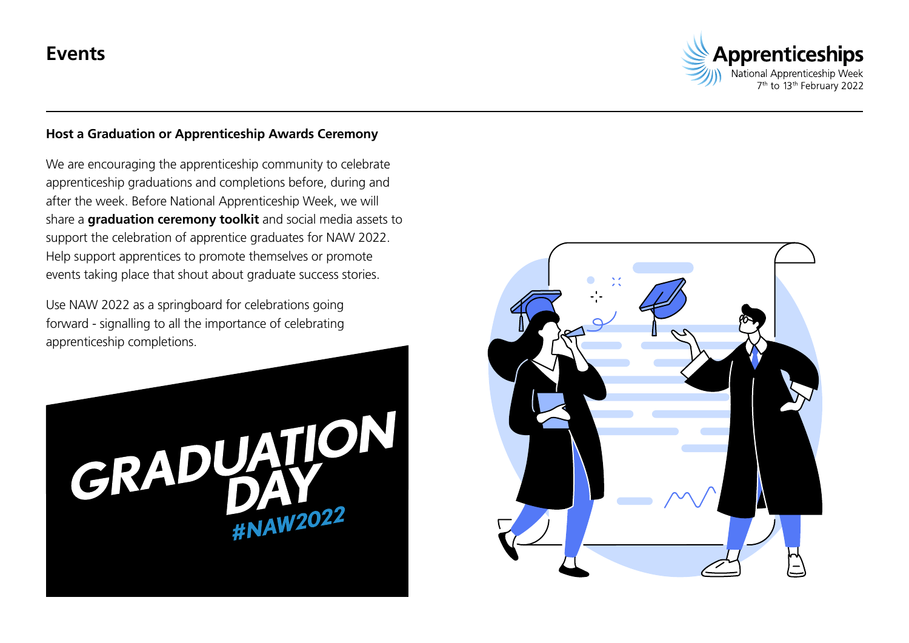# Events

### Host a Graduation or Apprenticeship Awards Ceremony

We are encouraging the apprenticeship community to celebrate apprenticeship graduations and completions before, during and after the week. Before National Apprenticeship Week, we will share a **graduation ceremony toolkit** and social media assets to support the celebration of apprentice graduates for NAW 2022. Help support apprentices to promote themselves or promote events taking place that shout about graduate success stories.

Use NAW 2022 as a springboard for celebrations going forward - signalling to all the importance of celebrating apprenticeship completions.

GRADUATION DAY
#NAW2022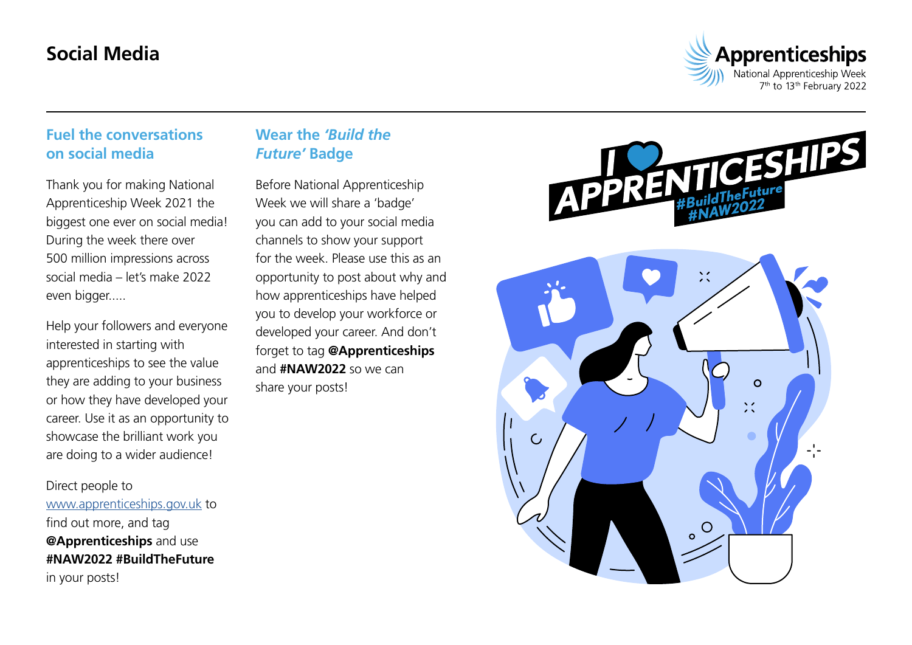# Social Media

## Fuel the conversations on social media

Thank you for making National Apprenticeship Week 2021 the biggest one ever on social media! During the week there over 500 million impressions across social media – let's make 2022 even bigger.....

Help your followers and everyone interested in starting with apprenticeships to see the value they are adding to your business or how they have developed your career. Use it as an opportunity to showcase the brilliant work you are doing to a wider audience!

Direct people to [www.apprenticeships.gov.uk](http://www.apprenticeships.gov.uk) to find out more, and tag **@Apprenticeships** and use **#NAW2022 #BuildTheFuture** in your posts!

## Wear the *'Build the Future'* Badge

Before National Apprenticeship Week we will share a 'badge' you can add to your social media channels to show your support for the week. Please use this as an opportunity to post about why and how apprenticeships have helped you to develop your workforce or developed your career. And don't forget to tag **@Apprenticeships** and **#NAW2022** so we can share your posts!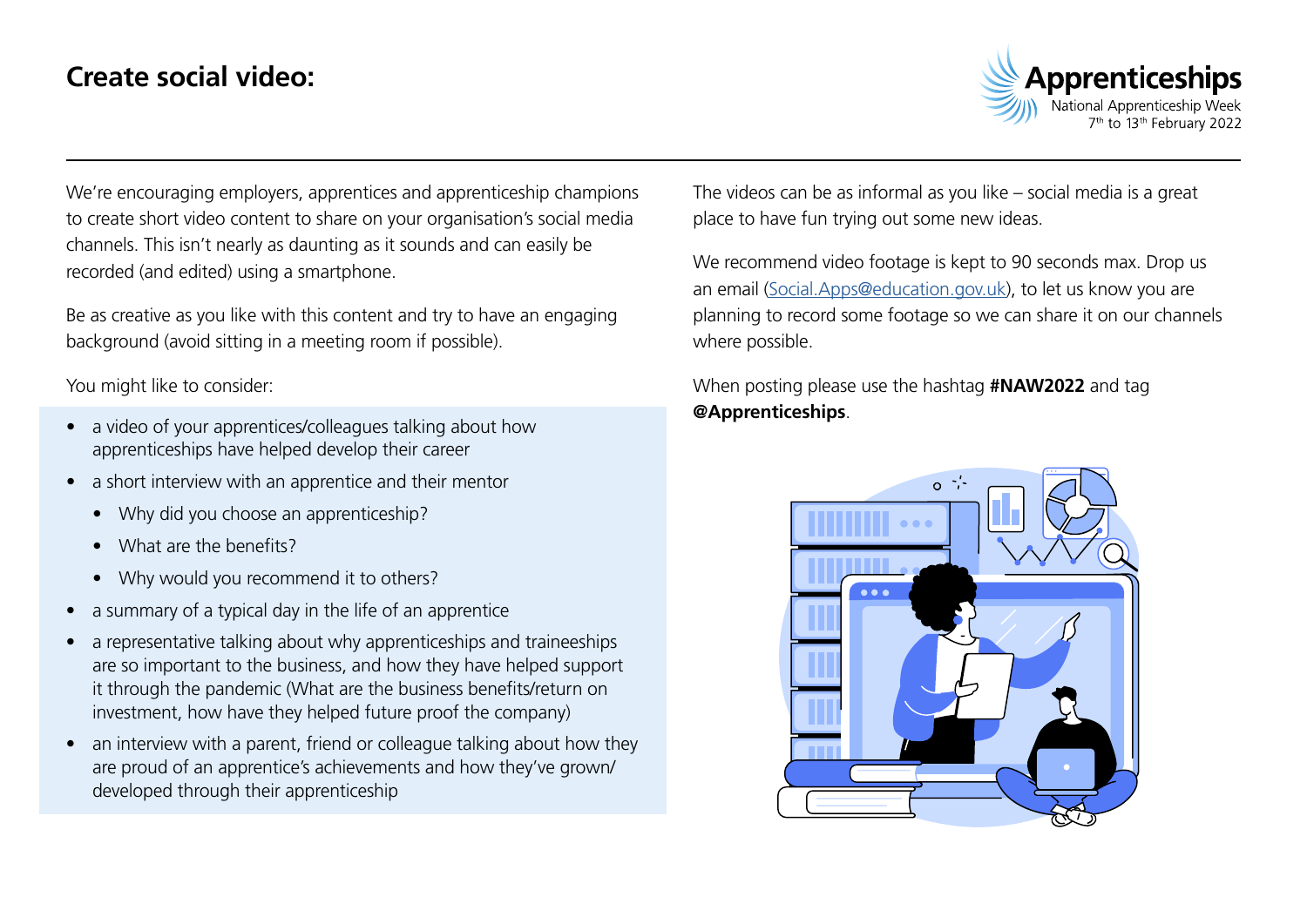# Create social video:

We're encouraging employers, apprentices and apprenticeship champions to create short video content to share on your organisation's social media channels. This isn't nearly as daunting as it sounds and can easily be recorded (and edited) using a smartphone.

Be as creative as you like with this content and try to have an engaging background (avoid sitting in a meeting room if possible).

You might like to consider:

- a video of your apprentices/colleagues talking about how apprenticeships have helped develop their career
- a short interview with an apprentice and their mentor
  - Why did you choose an apprenticeship?
  - What are the benefits?
  - Why would you recommend it to others?
- a summary of a typical day in the life of an apprentice
- a representative talking about why apprenticeships and traineeships are so important to the business, and how they have helped support it through the pandemic (What are the business benefits/return on investment, how have they helped future proof the company)
- an interview with a parent, friend or colleague talking about how they are proud of an apprentice's achievements and how they've grown/developed through their apprenticeship

The videos can be as informal as you like – social media is a great place to have fun trying out some new ideas.

We recommend video footage is kept to 90 seconds max. Drop us an email (Social.Apps@education.gov.uk), to let us know you are planning to record some footage so we can share it on our channels where possible.

When posting please use the hashtag **#NAW2022** and tag **@Apprenticeships**.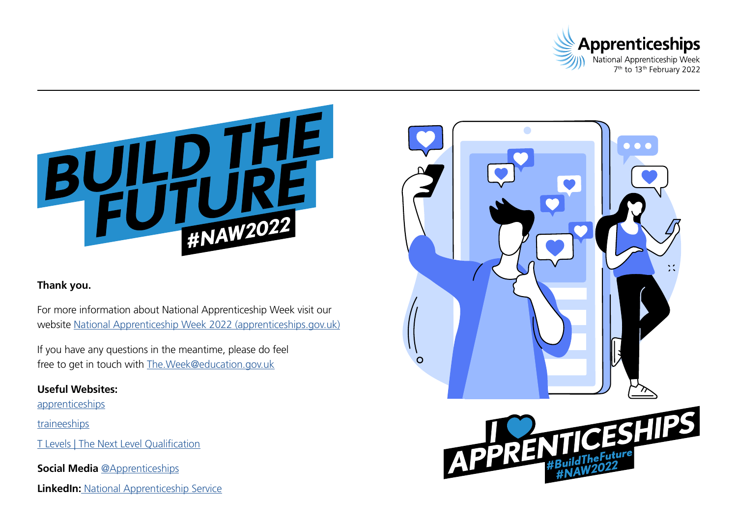# BUILD THE FUTURE

#NAW2022

**Thank you.**

For more information about National Apprenticeship Week visit our website National Apprenticeship Week 2022 (apprenticeships.gov.uk)

If you have any questions in the meantime, please do feel free to get in touch with The.Week@education.gov.uk

**Useful Websites:**

apprenticeships

traineeships

T Levels | The Next Level Qualification

**Social Media** @Apprenticeships

**LinkedIn:** National Apprenticeship Service

I ❤ APPRENTICESHIPS #BuildTheFuture #NAW2022